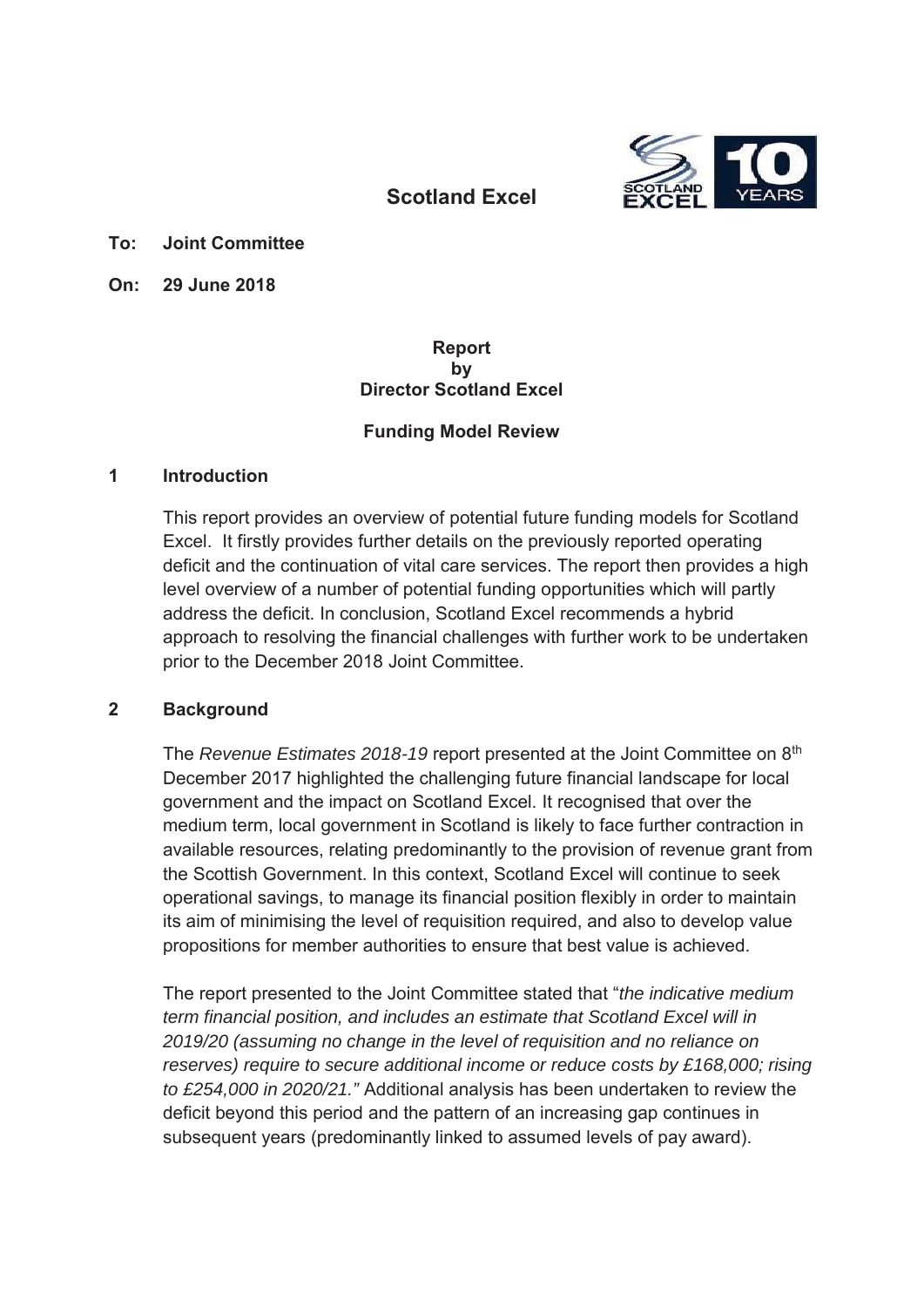# Scotland Excel

**To: Joint Committee**

**On: 29 June 2018**

**Report**
**by**
**Director Scotland Excel**

**Funding Model Review**

## 1 Introduction

This report provides an overview of potential future funding models for Scotland Excel. It firstly provides further details on the previously reported operating deficit and the continuation of vital care services. The report then provides a high level overview of a number of potential funding opportunities which will partly address the deficit. In conclusion, Scotland Excel recommends a hybrid approach to resolving the financial challenges with further work to be undertaken prior to the December 2018 Joint Committee.

## 2 Background

The *Revenue Estimates 2018-19* report presented at the Joint Committee on 8th December 2017 highlighted the challenging future financial landscape for local government and the impact on Scotland Excel. It recognised that over the medium term, local government in Scotland is likely to face further contraction in available resources, relating predominantly to the provision of revenue grant from the Scottish Government. In this context, Scotland Excel will continue to seek operational savings, to manage its financial position flexibly in order to maintain its aim of minimising the level of requisition required, and also to develop value propositions for member authorities to ensure that best value is achieved.

The report presented to the Joint Committee stated that "*the indicative medium term financial position, and includes an estimate that Scotland Excel will in 2019/20 (assuming no change in the level of requisition and no reliance on reserves) require to secure additional income or reduce costs by £168,000; rising to £254,000 in 2020/21.*" Additional analysis has been undertaken to review the deficit beyond this period and the pattern of an increasing gap continues in subsequent years (predominantly linked to assumed levels of pay award).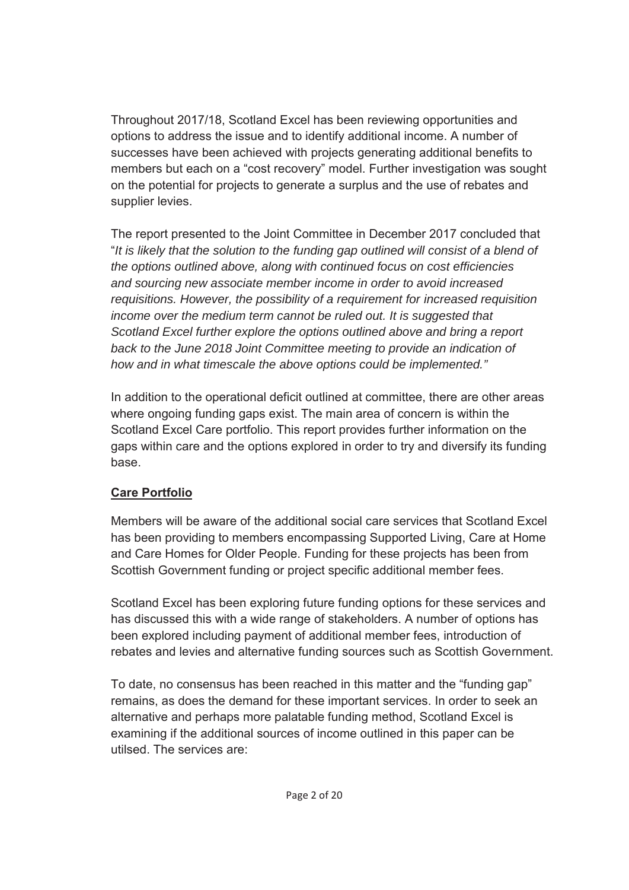Throughout 2017/18, Scotland Excel has been reviewing opportunities and options to address the issue and to identify additional income. A number of successes have been achieved with projects generating additional benefits to members but each on a "cost recovery" model. Further investigation was sought on the potential for projects to generate a surplus and the use of rebates and supplier levies.

The report presented to the Joint Committee in December 2017 concluded that "*It is likely that the solution to the funding gap outlined will consist of a blend of the options outlined above, along with continued focus on cost efficiencies and sourcing new associate member income in order to avoid increased requisitions. However, the possibility of a requirement for increased requisition income over the medium term cannot be ruled out. It is suggested that Scotland Excel further explore the options outlined above and bring a report back to the June 2018 Joint Committee meeting to provide an indication of how and in what timescale the above options could be implemented.*"

In addition to the operational deficit outlined at committee, there are other areas where ongoing funding gaps exist. The main area of concern is within the Scotland Excel Care portfolio. This report provides further information on the gaps within care and the options explored in order to try and diversify its funding base.

**Care Portfolio**

Members will be aware of the additional social care services that Scotland Excel has been providing to members encompassing Supported Living, Care at Home and Care Homes for Older People. Funding for these projects has been from Scottish Government funding or project specific additional member fees.

Scotland Excel has been exploring future funding options for these services and has discussed this with a wide range of stakeholders. A number of options has been explored including payment of additional member fees, introduction of rebates and levies and alternative funding sources such as Scottish Government.

To date, no consensus has been reached in this matter and the "funding gap" remains, as does the demand for these important services. In order to seek an alternative and perhaps more palatable funding method, Scotland Excel is examining if the additional sources of income outlined in this paper can be utilsed. The services are: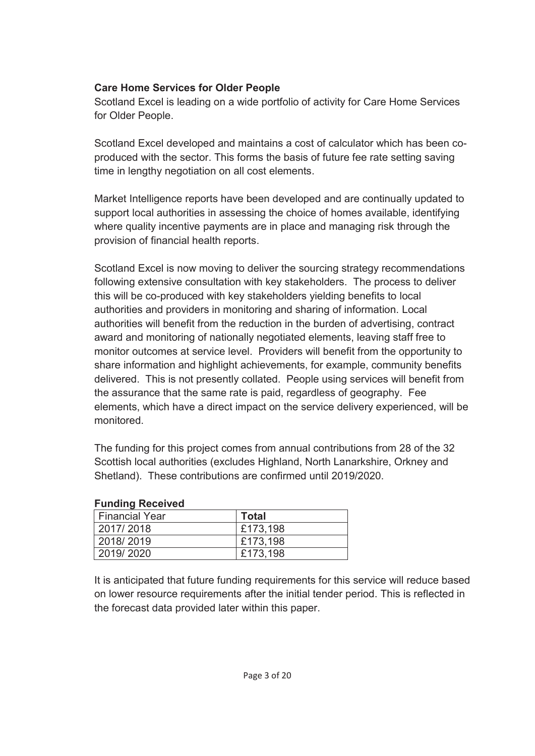**Care Home Services for Older People**

Scotland Excel is leading on a wide portfolio of activity for Care Home Services for Older People.

Scotland Excel developed and maintains a cost of calculator which has been co-produced with the sector. This forms the basis of future fee rate setting saving time in lengthy negotiation on all cost elements.

Market Intelligence reports have been developed and are continually updated to support local authorities in assessing the choice of homes available, identifying where quality incentive payments are in place and managing risk through the provision of financial health reports.

Scotland Excel is now moving to deliver the sourcing strategy recommendations following extensive consultation with key stakeholders. The process to deliver this will be co-produced with key stakeholders yielding benefits to local authorities and providers in monitoring and sharing of information. Local authorities will benefit from the reduction in the burden of advertising, contract award and monitoring of nationally negotiated elements, leaving staff free to monitor outcomes at service level. Providers will benefit from the opportunity to share information and highlight achievements, for example, community benefits delivered. This is not presently collated. People using services will benefit from the assurance that the same rate is paid, regardless of geography. Fee elements, which have a direct impact on the service delivery experienced, will be monitored.

The funding for this project comes from annual contributions from 28 of the 32 Scottish local authorities (excludes Highland, North Lanarkshire, Orkney and Shetland). These contributions are confirmed until 2019/2020.

**Funding Received**

| Financial Year | **Total** |
|---|---|
| 2017/ 2018 | £173,198 |
| 2018/ 2019 | £173,198 |
| 2019/ 2020 | £173,198 |

It is anticipated that future funding requirements for this service will reduce based on lower resource requirements after the initial tender period. This is reflected in the forecast data provided later within this paper.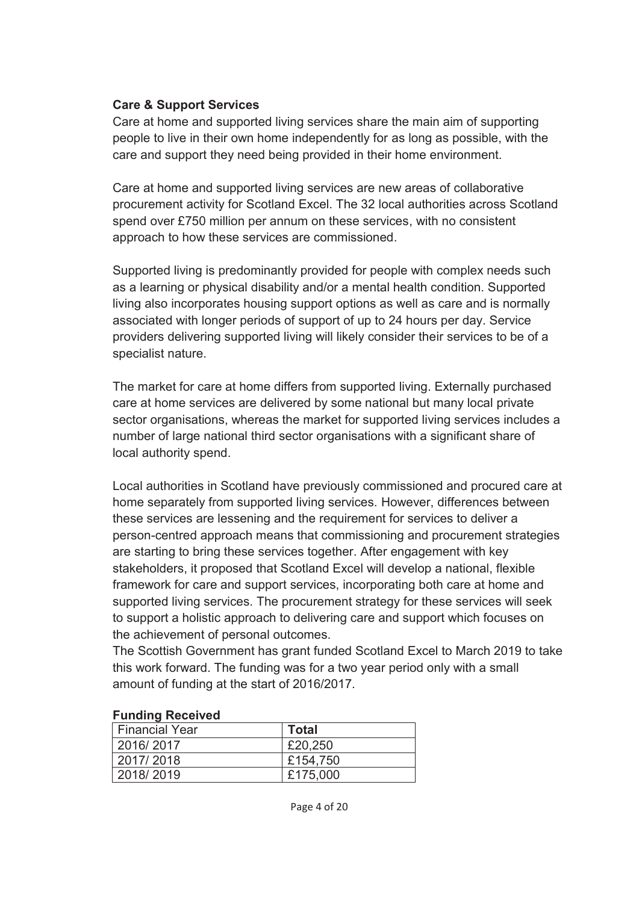**Care & Support Services**

Care at home and supported living services share the main aim of supporting people to live in their own home independently for as long as possible, with the care and support they need being provided in their home environment.

Care at home and supported living services are new areas of collaborative procurement activity for Scotland Excel. The 32 local authorities across Scotland spend over £750 million per annum on these services, with no consistent approach to how these services are commissioned.

Supported living is predominantly provided for people with complex needs such as a learning or physical disability and/or a mental health condition. Supported living also incorporates housing support options as well as care and is normally associated with longer periods of support of up to 24 hours per day. Service providers delivering supported living will likely consider their services to be of a specialist nature.

The market for care at home differs from supported living. Externally purchased care at home services are delivered by some national but many local private sector organisations, whereas the market for supported living services includes a number of large national third sector organisations with a significant share of local authority spend.

Local authorities in Scotland have previously commissioned and procured care at home separately from supported living services. However, differences between these services are lessening and the requirement for services to deliver a person-centred approach means that commissioning and procurement strategies are starting to bring these services together. After engagement with key stakeholders, it proposed that Scotland Excel will develop a national, flexible framework for care and support services, incorporating both care at home and supported living services. The procurement strategy for these services will seek to support a holistic approach to delivering care and support which focuses on the achievement of personal outcomes.

The Scottish Government has grant funded Scotland Excel to March 2019 to take this work forward. The funding was for a two year period only with a small amount of funding at the start of 2016/2017.

**Funding Received**

| Financial Year | **Total** |
|---|---|
| 2016/ 2017 | £20,250 |
| 2017/ 2018 | £154,750 |
| 2018/ 2019 | £175,000 |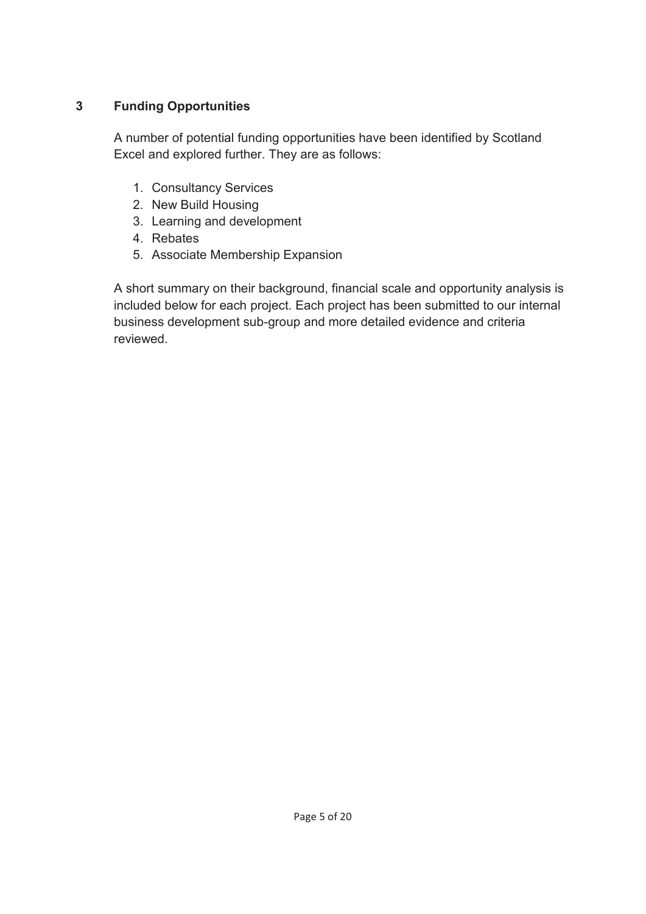## 3 Funding Opportunities

A number of potential funding opportunities have been identified by Scotland Excel and explored further. They are as follows:

1. Consultancy Services
2. New Build Housing
3. Learning and development
4. Rebates
5. Associate Membership Expansion

A short summary on their background, financial scale and opportunity analysis is included below for each project. Each project has been submitted to our internal business development sub-group and more detailed evidence and criteria reviewed.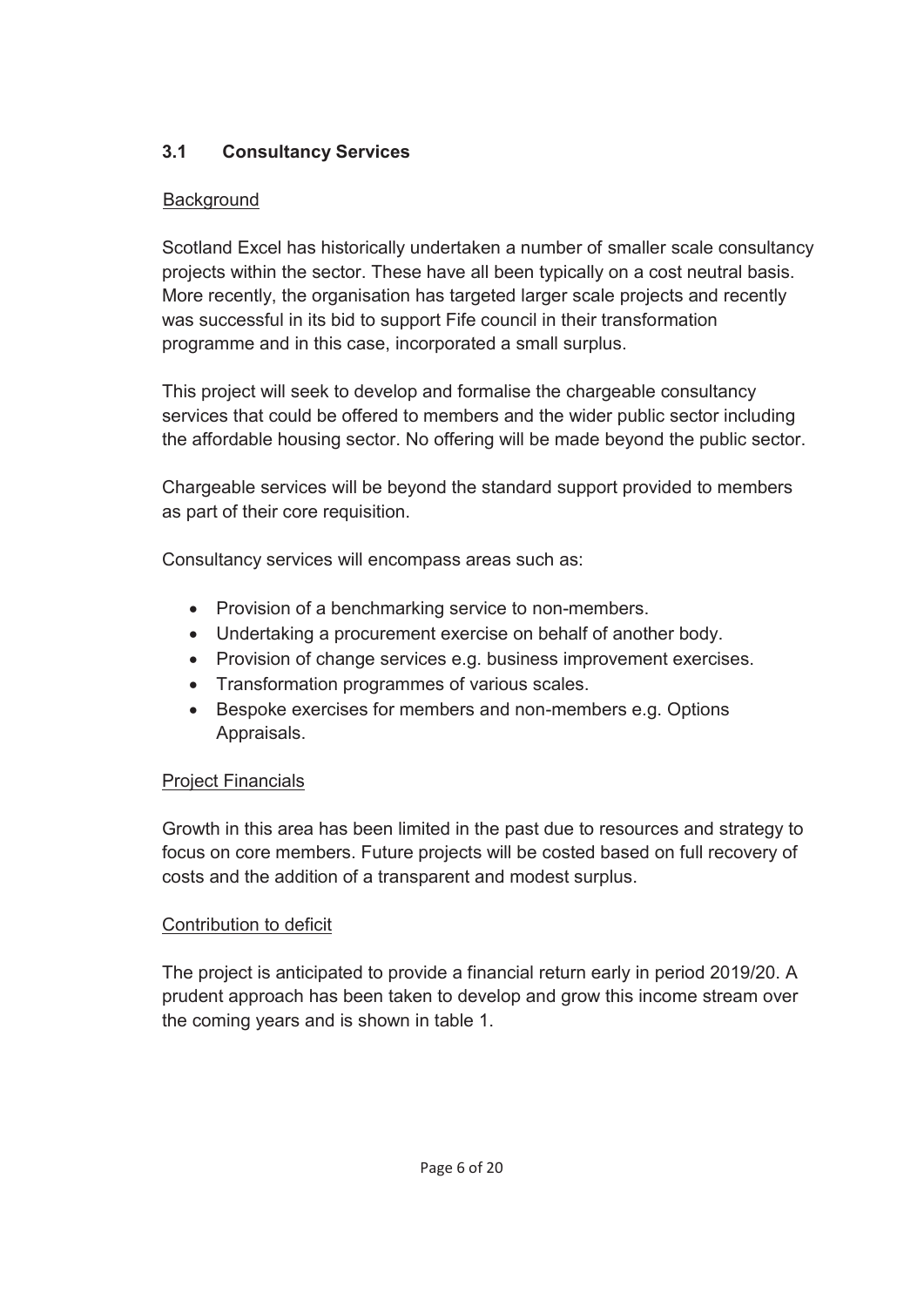### 3.1 Consultancy Services

Background

Scotland Excel has historically undertaken a number of smaller scale consultancy projects within the sector. These have all been typically on a cost neutral basis. More recently, the organisation has targeted larger scale projects and recently was successful in its bid to support Fife council in their transformation programme and in this case, incorporated a small surplus.

This project will seek to develop and formalise the chargeable consultancy services that could be offered to members and the wider public sector including the affordable housing sector. No offering will be made beyond the public sector.

Chargeable services will be beyond the standard support provided to members as part of their core requisition.

Consultancy services will encompass areas such as:

- Provision of a benchmarking service to non-members.
- Undertaking a procurement exercise on behalf of another body.
- Provision of change services e.g. business improvement exercises.
- Transformation programmes of various scales.
- Bespoke exercises for members and non-members e.g. Options Appraisals.

Project Financials

Growth in this area has been limited in the past due to resources and strategy to focus on core members. Future projects will be costed based on full recovery of costs and the addition of a transparent and modest surplus.

Contribution to deficit

The project is anticipated to provide a financial return early in period 2019/20. A prudent approach has been taken to develop and grow this income stream over the coming years and is shown in table 1.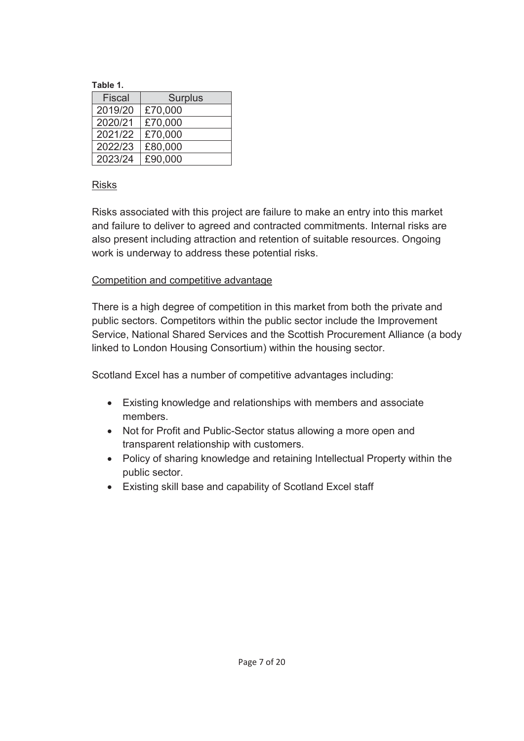**Table 1.**

| Fiscal | Surplus |
|---|---|
| 2019/20 | £70,000 |
| 2020/21 | £70,000 |
| 2021/22 | £70,000 |
| 2022/23 | £80,000 |
| 2023/24 | £90,000 |

Risks

Risks associated with this project are failure to make an entry into this market and failure to deliver to agreed and contracted commitments. Internal risks are also present including attraction and retention of suitable resources. Ongoing work is underway to address these potential risks.

Competition and competitive advantage

There is a high degree of competition in this market from both the private and public sectors. Competitors within the public sector include the Improvement Service, National Shared Services and the Scottish Procurement Alliance (a body linked to London Housing Consortium) within the housing sector.

Scotland Excel has a number of competitive advantages including:

- Existing knowledge and relationships with members and associate members.
- Not for Profit and Public-Sector status allowing a more open and transparent relationship with customers.
- Policy of sharing knowledge and retaining Intellectual Property within the public sector.
- Existing skill base and capability of Scotland Excel staff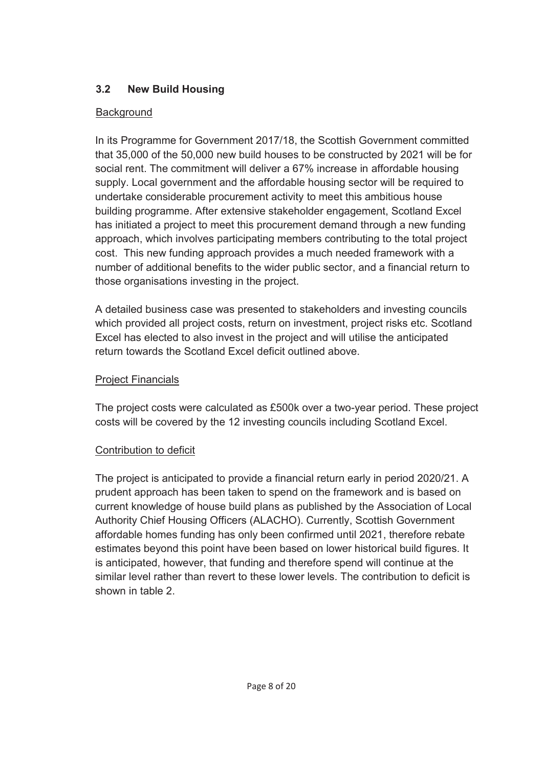### 3.2 New Build Housing

Background

In its Programme for Government 2017/18, the Scottish Government committed that 35,000 of the 50,000 new build houses to be constructed by 2021 will be for social rent. The commitment will deliver a 67% increase in affordable housing supply. Local government and the affordable housing sector will be required to undertake considerable procurement activity to meet this ambitious house building programme. After extensive stakeholder engagement, Scotland Excel has initiated a project to meet this procurement demand through a new funding approach, which involves participating members contributing to the total project cost. This new funding approach provides a much needed framework with a number of additional benefits to the wider public sector, and a financial return to those organisations investing in the project.

A detailed business case was presented to stakeholders and investing councils which provided all project costs, return on investment, project risks etc. Scotland Excel has elected to also invest in the project and will utilise the anticipated return towards the Scotland Excel deficit outlined above.

Project Financials

The project costs were calculated as £500k over a two-year period. These project costs will be covered by the 12 investing councils including Scotland Excel.

Contribution to deficit

The project is anticipated to provide a financial return early in period 2020/21. A prudent approach has been taken to spend on the framework and is based on current knowledge of house build plans as published by the Association of Local Authority Chief Housing Officers (ALACHO). Currently, Scottish Government affordable homes funding has only been confirmed until 2021, therefore rebate estimates beyond this point have been based on lower historical build figures. It is anticipated, however, that funding and therefore spend will continue at the similar level rather than revert to these lower levels. The contribution to deficit is shown in table 2.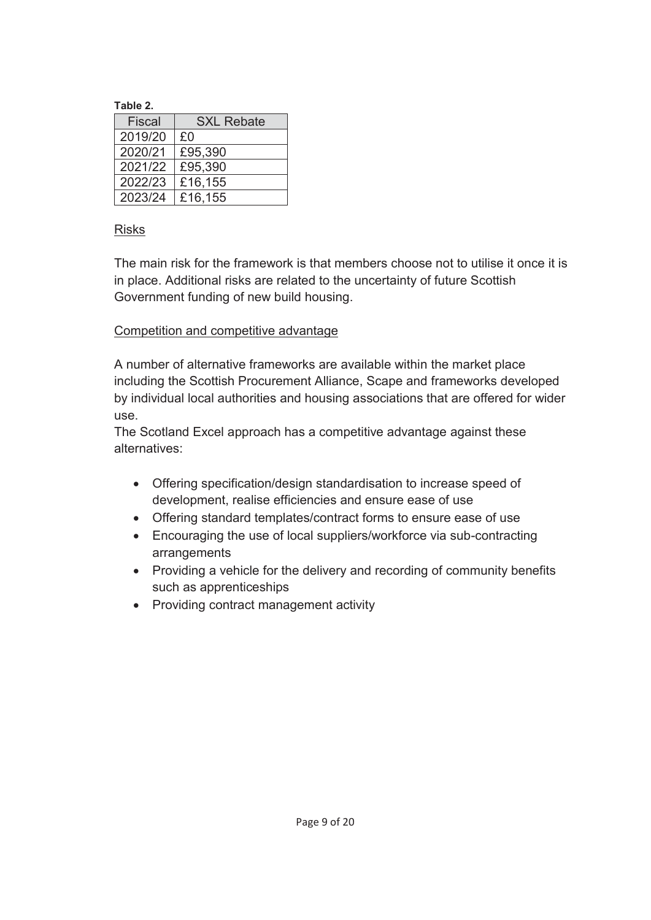**Table 2.**

| Fiscal | SXL Rebate |
|---|---|
| 2019/20 | £0 |
| 2020/21 | £95,390 |
| 2021/22 | £95,390 |
| 2022/23 | £16,155 |
| 2023/24 | £16,155 |

<u>Risks</u>

The main risk for the framework is that members choose not to utilise it once it is in place. Additional risks are related to the uncertainty of future Scottish Government funding of new build housing.

<u>Competition and competitive advantage</u>

A number of alternative frameworks are available within the market place including the Scottish Procurement Alliance, Scape and frameworks developed by individual local authorities and housing associations that are offered for wider use.
The Scotland Excel approach has a competitive advantage against these alternatives:

- Offering specification/design standardisation to increase speed of development, realise efficiencies and ensure ease of use
- Offering standard templates/contract forms to ensure ease of use
- Encouraging the use of local suppliers/workforce via sub-contracting arrangements
- Providing a vehicle for the delivery and recording of community benefits such as apprenticeships
- Providing contract management activity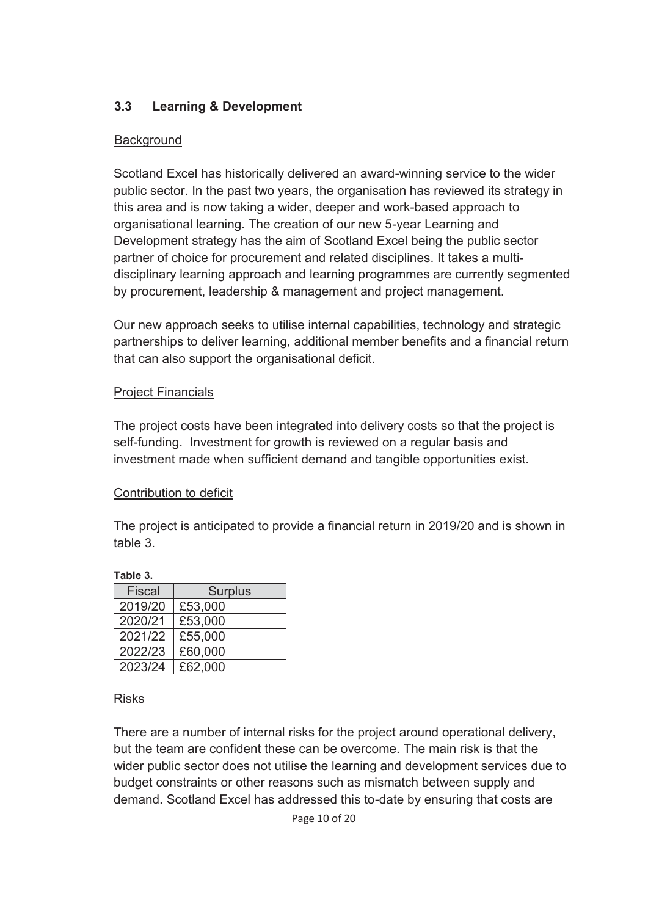## 3.3 Learning & Development

Background

Scotland Excel has historically delivered an award-winning service to the wider public sector. In the past two years, the organisation has reviewed its strategy in this area and is now taking a wider, deeper and work-based approach to organisational learning. The creation of our new 5-year Learning and Development strategy has the aim of Scotland Excel being the public sector partner of choice for procurement and related disciplines. It takes a multi-disciplinary learning approach and learning programmes are currently segmented by procurement, leadership & management and project management.

Our new approach seeks to utilise internal capabilities, technology and strategic partnerships to deliver learning, additional member benefits and a financial return that can also support the organisational deficit.

Project Financials

The project costs have been integrated into delivery costs so that the project is self-funding. Investment for growth is reviewed on a regular basis and investment made when sufficient demand and tangible opportunities exist.

Contribution to deficit

The project is anticipated to provide a financial return in 2019/20 and is shown in table 3.

**Table 3.**

| Fiscal | Surplus |
|---|---|
| 2019/20 | £53,000 |
| 2020/21 | £53,000 |
| 2021/22 | £55,000 |
| 2022/23 | £60,000 |
| 2023/24 | £62,000 |

Risks

There are a number of internal risks for the project around operational delivery, but the team are confident these can be overcome. The main risk is that the wider public sector does not utilise the learning and development services due to budget constraints or other reasons such as mismatch between supply and demand. Scotland Excel has addressed this to-date by ensuring that costs are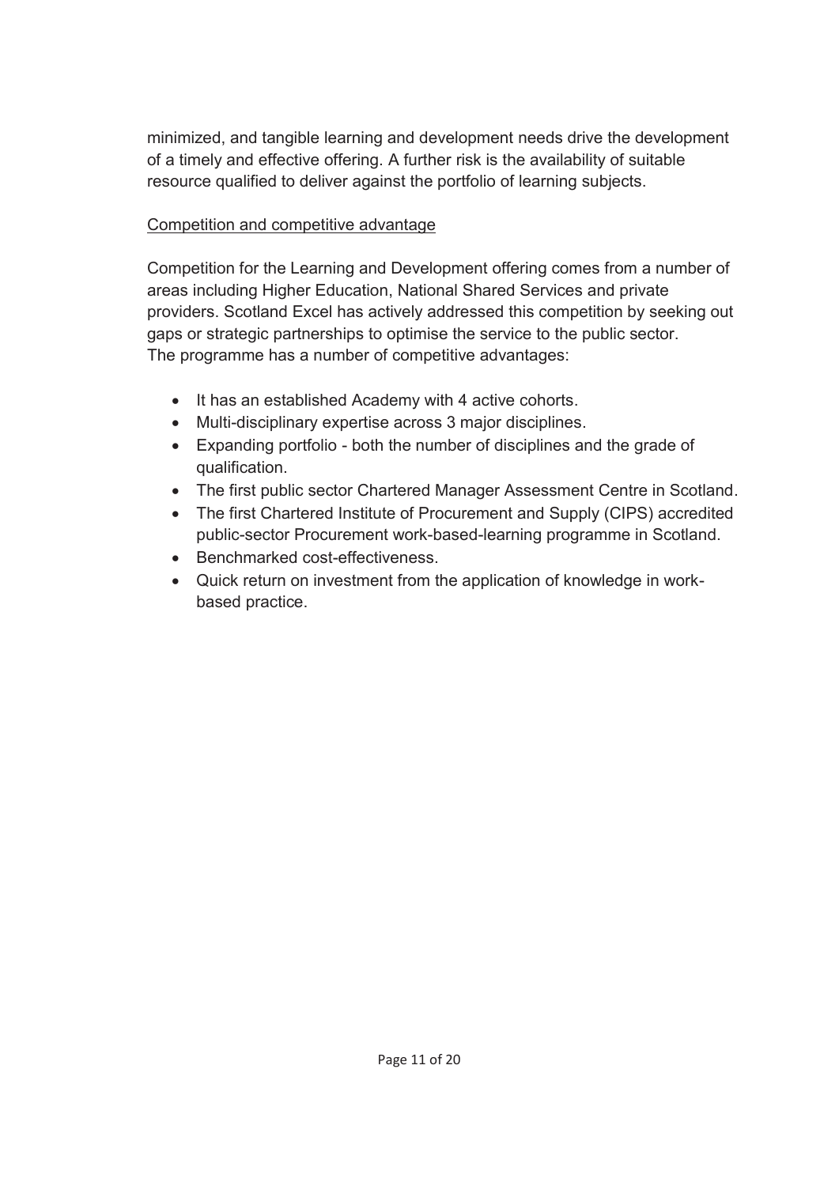minimized, and tangible learning and development needs drive the development of a timely and effective offering. A further risk is the availability of suitable resource qualified to deliver against the portfolio of learning subjects.

<u>Competition and competitive advantage</u>

Competition for the Learning and Development offering comes from a number of areas including Higher Education, National Shared Services and private providers. Scotland Excel has actively addressed this competition by seeking out gaps or strategic partnerships to optimise the service to the public sector.
The programme has a number of competitive advantages:

- It has an established Academy with 4 active cohorts.
- Multi-disciplinary expertise across 3 major disciplines.
- Expanding portfolio - both the number of disciplines and the grade of qualification.
- The first public sector Chartered Manager Assessment Centre in Scotland.
- The first Chartered Institute of Procurement and Supply (CIPS) accredited public-sector Procurement work-based-learning programme in Scotland.
- Benchmarked cost-effectiveness.
- Quick return on investment from the application of knowledge in work-based practice.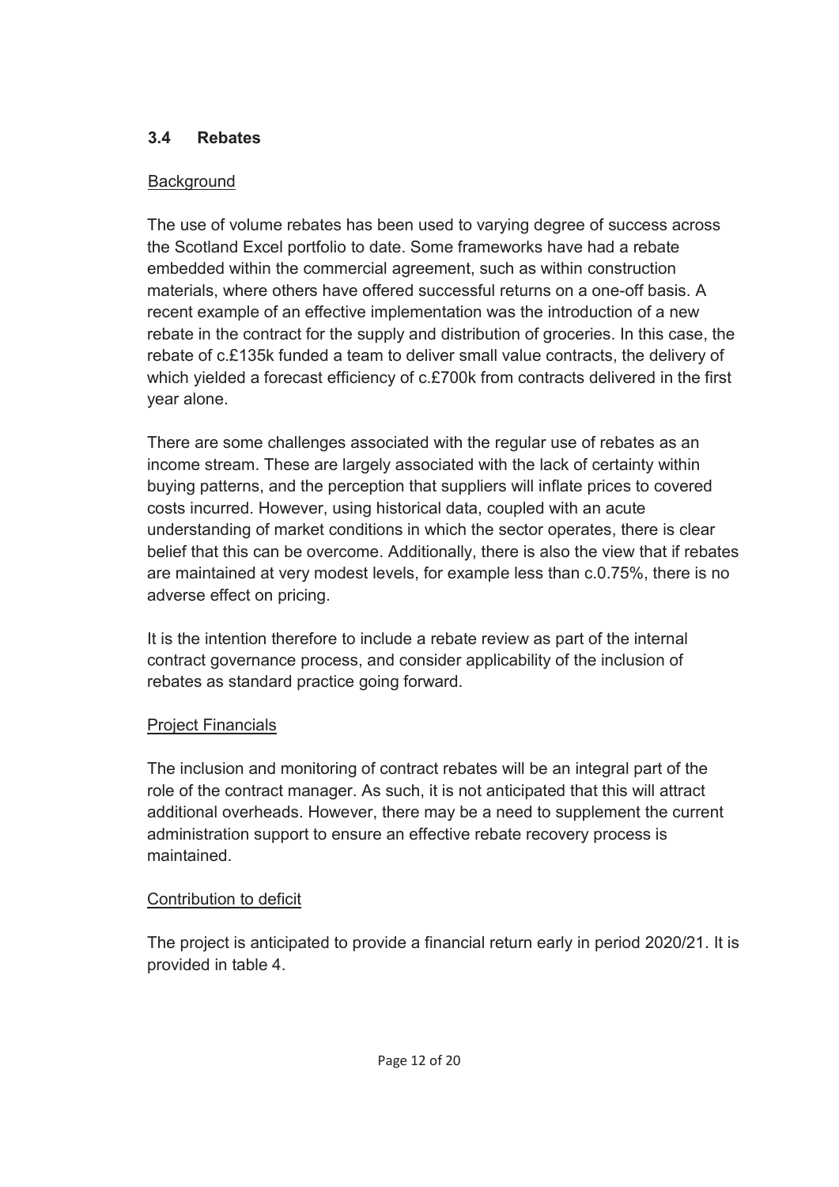### 3.4 Rebates

Background

The use of volume rebates has been used to varying degree of success across the Scotland Excel portfolio to date. Some frameworks have had a rebate embedded within the commercial agreement, such as within construction materials, where others have offered successful returns on a one-off basis. A recent example of an effective implementation was the introduction of a new rebate in the contract for the supply and distribution of groceries. In this case, the rebate of c.£135k funded a team to deliver small value contracts, the delivery of which yielded a forecast efficiency of c.£700k from contracts delivered in the first year alone.

There are some challenges associated with the regular use of rebates as an income stream. These are largely associated with the lack of certainty within buying patterns, and the perception that suppliers will inflate prices to covered costs incurred. However, using historical data, coupled with an acute understanding of market conditions in which the sector operates, there is clear belief that this can be overcome. Additionally, there is also the view that if rebates are maintained at very modest levels, for example less than c.0.75%, there is no adverse effect on pricing.

It is the intention therefore to include a rebate review as part of the internal contract governance process, and consider applicability of the inclusion of rebates as standard practice going forward.

Project Financials

The inclusion and monitoring of contract rebates will be an integral part of the role of the contract manager. As such, it is not anticipated that this will attract additional overheads. However, there may be a need to supplement the current administration support to ensure an effective rebate recovery process is maintained.

Contribution to deficit

The project is anticipated to provide a financial return early in period 2020/21. It is provided in table 4.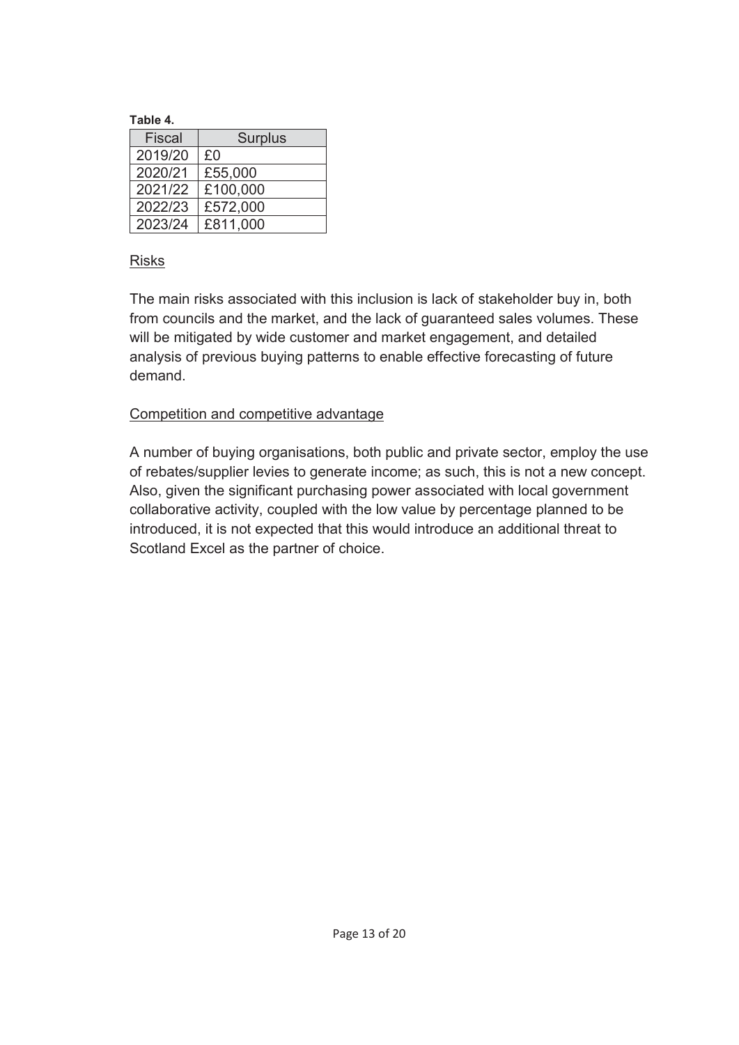**Table 4.**

| Fiscal | Surplus |
|---|---|
| 2019/20 | £0 |
| 2020/21 | £55,000 |
| 2021/22 | £100,000 |
| 2022/23 | £572,000 |
| 2023/24 | £811,000 |

<u>Risks</u>

The main risks associated with this inclusion is lack of stakeholder buy in, both from councils and the market, and the lack of guaranteed sales volumes. These will be mitigated by wide customer and market engagement, and detailed analysis of previous buying patterns to enable effective forecasting of future demand.

<u>Competition and competitive advantage</u>

A number of buying organisations, both public and private sector, employ the use of rebates/supplier levies to generate income; as such, this is not a new concept. Also, given the significant purchasing power associated with local government collaborative activity, coupled with the low value by percentage planned to be introduced, it is not expected that this would introduce an additional threat to Scotland Excel as the partner of choice.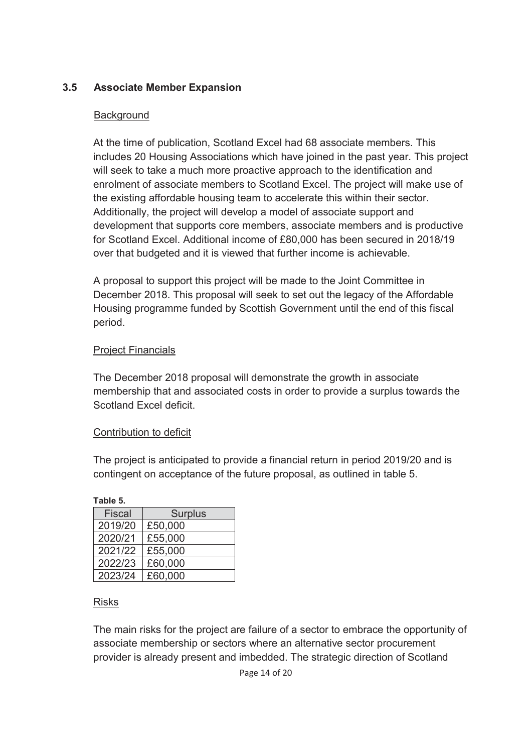### 3.5 Associate Member Expansion

Background

At the time of publication, Scotland Excel had 68 associate members. This includes 20 Housing Associations which have joined in the past year. This project will seek to take a much more proactive approach to the identification and enrolment of associate members to Scotland Excel. The project will make use of the existing affordable housing team to accelerate this within their sector. Additionally, the project will develop a model of associate support and development that supports core members, associate members and is productive for Scotland Excel. Additional income of £80,000 has been secured in 2018/19 over that budgeted and it is viewed that further income is achievable.

A proposal to support this project will be made to the Joint Committee in December 2018. This proposal will seek to set out the legacy of the Affordable Housing programme funded by Scottish Government until the end of this fiscal period.

Project Financials

The December 2018 proposal will demonstrate the growth in associate membership that and associated costs in order to provide a surplus towards the Scotland Excel deficit.

Contribution to deficit

The project is anticipated to provide a financial return in period 2019/20 and is contingent on acceptance of the future proposal, as outlined in table 5.

**Table 5.**

| Fiscal | Surplus |
|---|---|
| 2019/20 | £50,000 |
| 2020/21 | £55,000 |
| 2021/22 | £55,000 |
| 2022/23 | £60,000 |
| 2023/24 | £60,000 |

Risks

The main risks for the project are failure of a sector to embrace the opportunity of associate membership or sectors where an alternative sector procurement provider is already present and imbedded. The strategic direction of Scotland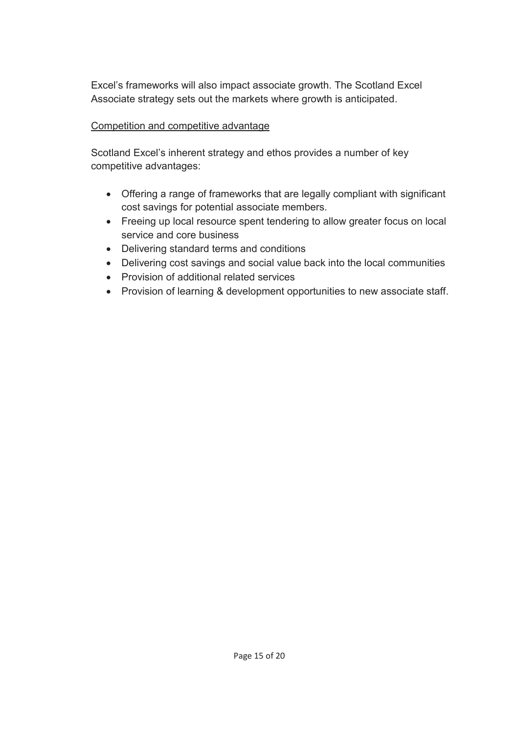Excel's frameworks will also impact associate growth. The Scotland Excel Associate strategy sets out the markets where growth is anticipated.

<u>Competition and competitive advantage</u>

Scotland Excel's inherent strategy and ethos provides a number of key competitive advantages:

- Offering a range of frameworks that are legally compliant with significant cost savings for potential associate members.
- Freeing up local resource spent tendering to allow greater focus on local service and core business
- Delivering standard terms and conditions
- Delivering cost savings and social value back into the local communities
- Provision of additional related services
- Provision of learning & development opportunities to new associate staff.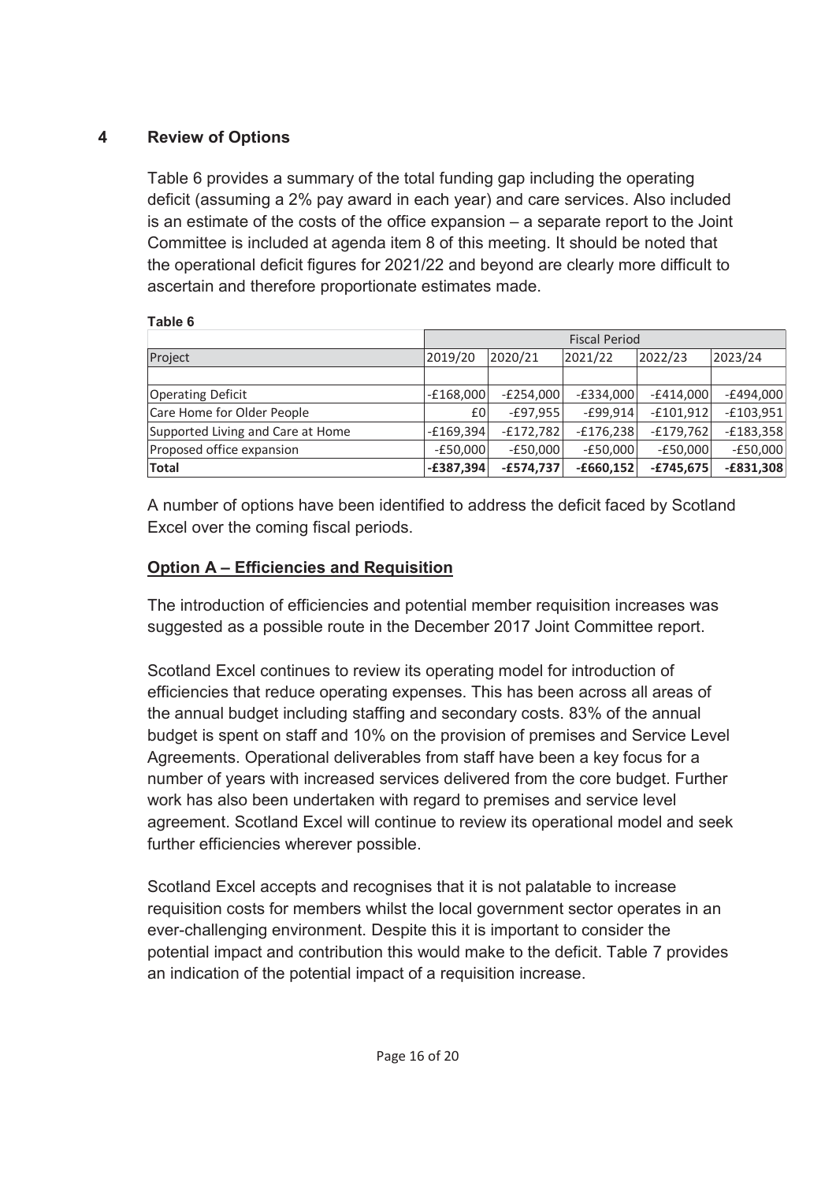## 4 Review of Options

Table 6 provides a summary of the total funding gap including the operating deficit (assuming a 2% pay award in each year) and care services. Also included is an estimate of the costs of the office expansion – a separate report to the Joint Committee is included at agenda item 8 of this meeting. It should be noted that the operational deficit figures for 2021/22 and beyond are clearly more difficult to ascertain and therefore proportionate estimates made.

**Table 6**

| | Fiscal Period | | | | |
|---|---|---|---|---|---|
| Project | 2019/20 | 2020/21 | 2021/22 | 2022/23 | 2023/24 |
| | | | | | |
| Operating Deficit | -£168,000 | -£254,000 | -£334,000 | -£414,000 | -£494,000 |
| Care Home for Older People | £0 | -£97,955 | -£99,914 | -£101,912 | -£103,951 |
| Supported Living and Care at Home | -£169,394 | -£172,782 | -£176,238 | -£179,762 | -£183,358 |
| Proposed office expansion | -£50,000 | -£50,000 | -£50,000 | -£50,000 | -£50,000 |
| **Total** | **-£387,394** | **-£574,737** | **-£660,152** | **-£745,675** | **-£831,308** |

A number of options have been identified to address the deficit faced by Scotland Excel over the coming fiscal periods.

**<u>Option A – Efficiencies and Requisition</u>**

The introduction of efficiencies and potential member requisition increases was suggested as a possible route in the December 2017 Joint Committee report.

Scotland Excel continues to review its operating model for introduction of efficiencies that reduce operating expenses. This has been across all areas of the annual budget including staffing and secondary costs. 83% of the annual budget is spent on staff and 10% on the provision of premises and Service Level Agreements. Operational deliverables from staff have been a key focus for a number of years with increased services delivered from the core budget. Further work has also been undertaken with regard to premises and service level agreement. Scotland Excel will continue to review its operational model and seek further efficiencies wherever possible.

Scotland Excel accepts and recognises that it is not palatable to increase requisition costs for members whilst the local government sector operates in an ever-challenging environment. Despite this it is important to consider the potential impact and contribution this would make to the deficit. Table 7 provides an indication of the potential impact of a requisition increase.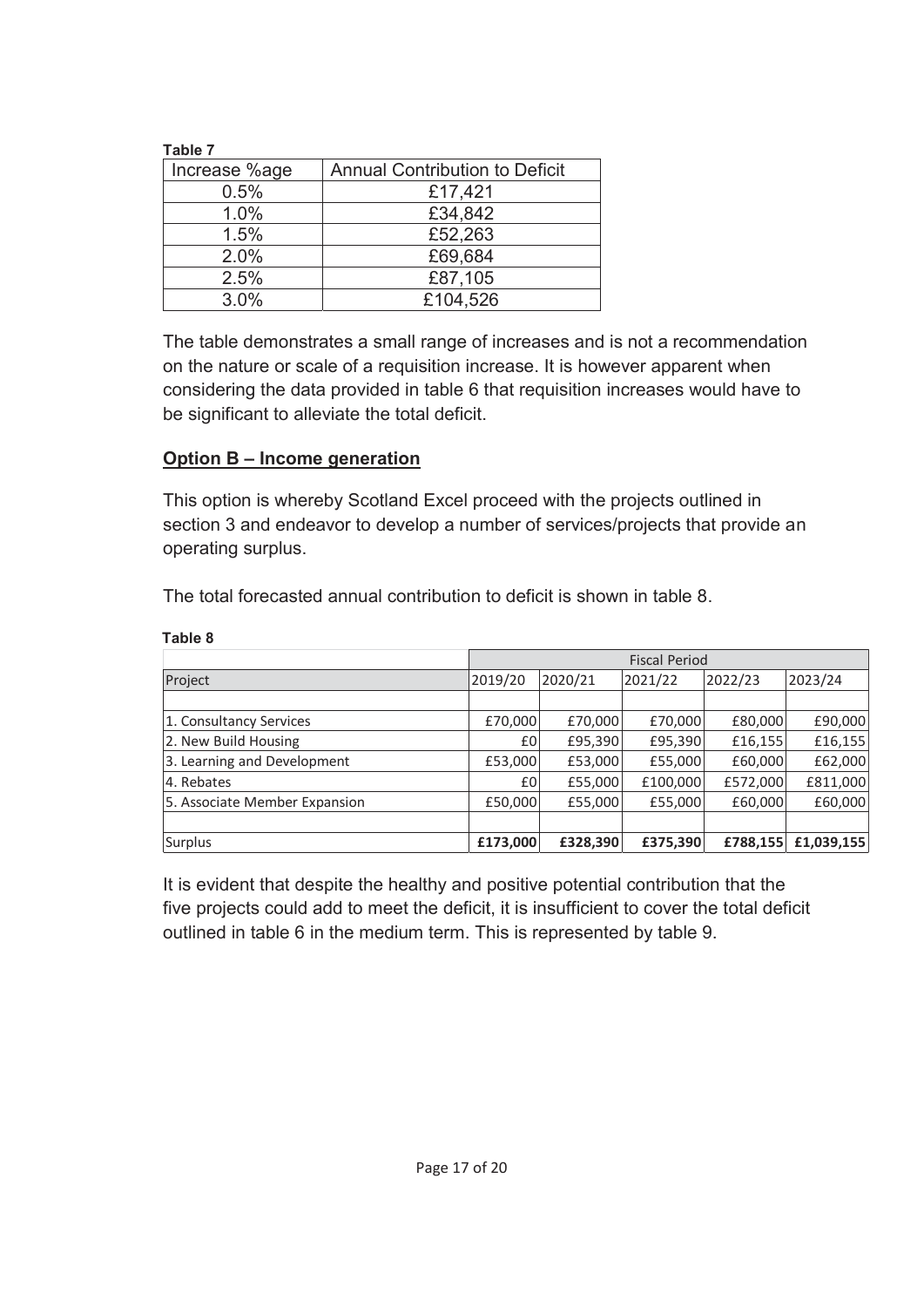**Table 7**

| Increase %age | Annual Contribution to Deficit |
|---|---|
| 0.5% | £17,421 |
| 1.0% | £34,842 |
| 1.5% | £52,263 |
| 2.0% | £69,684 |
| 2.5% | £87,105 |
| 3.0% | £104,526 |

The table demonstrates a small range of increases and is not a recommendation on the nature or scale of a requisition increase. It is however apparent when considering the data provided in table 6 that requisition increases would have to be significant to alleviate the total deficit.

**<u>Option B – Income generation</u>**

This option is whereby Scotland Excel proceed with the projects outlined in section 3 and endeavor to develop a number of services/projects that provide an operating surplus.

The total forecasted annual contribution to deficit is shown in table 8.

**Table 8**

| | Fiscal Period | | | | |
|---|---|---|---|---|---|
| Project | 2019/20 | 2020/21 | 2021/22 | 2022/23 | 2023/24 |
| | | | | | |
| 1. Consultancy Services | £70,000 | £70,000 | £70,000 | £80,000 | £90,000 |
| 2. New Build Housing | £0 | £95,390 | £95,390 | £16,155 | £16,155 |
| 3. Learning and Development | £53,000 | £53,000 | £55,000 | £60,000 | £62,000 |
| 4. Rebates | £0 | £55,000 | £100,000 | £572,000 | £811,000 |
| 5. Associate Member Expansion | £50,000 | £55,000 | £55,000 | £60,000 | £60,000 |
| | | | | | |
| Surplus | **£173,000** | **£328,390** | **£375,390** | **£788,155** | **£1,039,155** |

It is evident that despite the healthy and positive potential contribution that the five projects could add to meet the deficit, it is insufficient to cover the total deficit outlined in table 6 in the medium term. This is represented by table 9.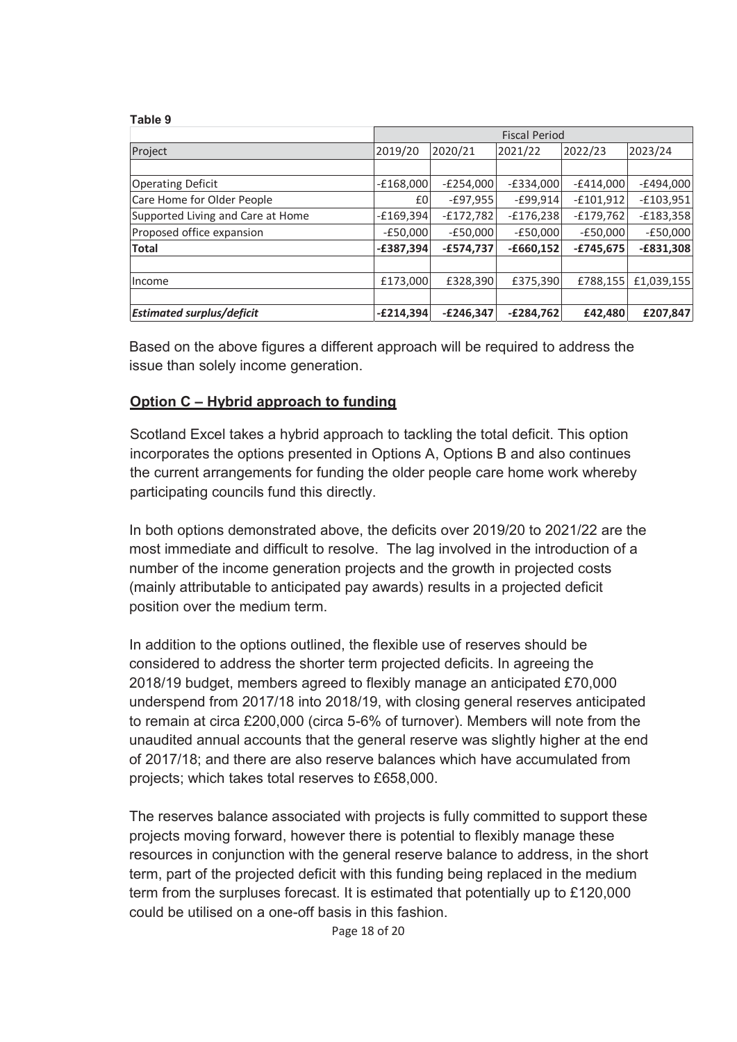**Table 9**

| Project | Fiscal Period | | | | |
|---|---|---|---|---|---|
| | 2019/20 | 2020/21 | 2021/22 | 2022/23 | 2023/24 |
| | | | | | |
| Operating Deficit | -£168,000 | -£254,000 | -£334,000 | -£414,000 | -£494,000 |
| Care Home for Older People | £0 | -£97,955 | -£99,914 | -£101,912 | -£103,951 |
| Supported Living and Care at Home | -£169,394 | -£172,782 | -£176,238 | -£179,762 | -£183,358 |
| Proposed office expansion | -£50,000 | -£50,000 | -£50,000 | -£50,000 | -£50,000 |
| **Total** | **-£387,394** | **-£574,737** | **-£660,152** | **-£745,675** | **-£831,308** |
| | | | | | |
| Income | £173,000 | £328,390 | £375,390 | £788,155 | £1,039,155 |
| | | | | | |
| ***Estimated surplus/deficit*** | **-£214,394** | **-£246,347** | **-£284,762** | **£42,480** | **£207,847** |

Based on the above figures a different approach will be required to address the issue than solely income generation.

## Option C – Hybrid approach to funding

Scotland Excel takes a hybrid approach to tackling the total deficit. This option incorporates the options presented in Options A, Options B and also continues the current arrangements for funding the older people care home work whereby participating councils fund this directly.

In both options demonstrated above, the deficits over 2019/20 to 2021/22 are the most immediate and difficult to resolve. The lag involved in the introduction of a number of the income generation projects and the growth in projected costs (mainly attributable to anticipated pay awards) results in a projected deficit position over the medium term.

In addition to the options outlined, the flexible use of reserves should be considered to address the shorter term projected deficits. In agreeing the 2018/19 budget, members agreed to flexibly manage an anticipated £70,000 underspend from 2017/18 into 2018/19, with closing general reserves anticipated to remain at circa £200,000 (circa 5-6% of turnover). Members will note from the unaudited annual accounts that the general reserve was slightly higher at the end of 2017/18; and there are also reserve balances which have accumulated from projects; which takes total reserves to £658,000.

The reserves balance associated with projects is fully committed to support these projects moving forward, however there is potential to flexibly manage these resources in conjunction with the general reserve balance to address, in the short term, part of the projected deficit with this funding being replaced in the medium term from the surpluses forecast. It is estimated that potentially up to £120,000 could be utilised on a one-off basis in this fashion.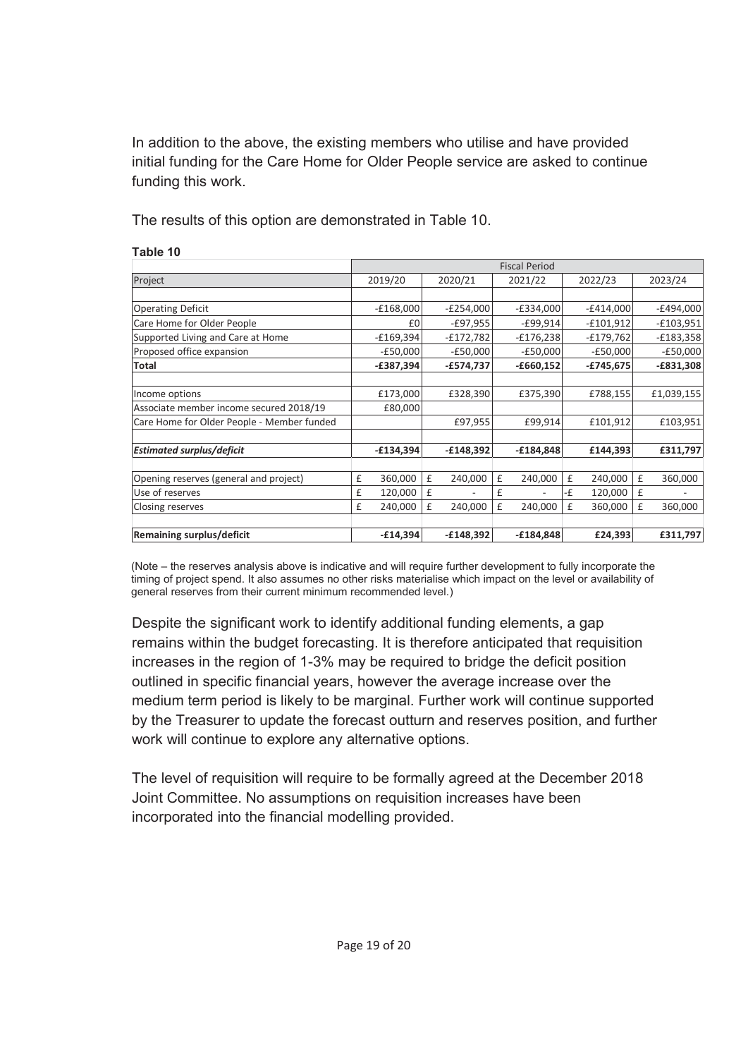In addition to the above, the existing members who utilise and have provided initial funding for the Care Home for Older People service are asked to continue funding this work.

The results of this option are demonstrated in Table 10.

**Table 10**

| | Fiscal Period | | | | |
|---|---|---|---|---|---|
| Project | 2019/20 | 2020/21 | 2021/22 | 2022/23 | 2023/24 |
| | | | | | |
| Operating Deficit | -£168,000 | -£254,000 | -£334,000 | -£414,000 | -£494,000 |
| Care Home for Older People | £0 | -£97,955 | -£99,914 | -£101,912 | -£103,951 |
| Supported Living and Care at Home | -£169,394 | -£172,782 | -£176,238 | -£179,762 | -£183,358 |
| Proposed office expansion | -£50,000 | -£50,000 | -£50,000 | -£50,000 | -£50,000 |
| **Total** | **-£387,394** | **-£574,737** | **-£660,152** | **-£745,675** | **-£831,308** |
| | | | | | |
| Income options | £173,000 | £328,390 | £375,390 | £788,155 | £1,039,155 |
| Associate member income secured 2018/19 | £80,000 | | | | |
| Care Home for Older People - Member funded | | £97,955 | £99,914 | £101,912 | £103,951 |
| | | | | | |
| ***Estimated surplus/deficit*** | **-£134,394** | **-£148,392** | **-£184,848** | **£144,393** | **£311,797** |
| | | | | | |
| Opening reserves (general and project) | £ 360,000 | £ 240,000 | £ 240,000 | £ 240,000 | £ 360,000 |
| Use of reserves | £ 120,000 | £ - | £ - | -£ 120,000 | £ - |
| Closing reserves | £ 240,000 | £ 240,000 | £ 240,000 | £ 360,000 | £ 360,000 |
| | | | | | |
| **Remaining surplus/deficit** | **-£14,394** | **-£148,392** | **-£184,848** | **£24,393** | **£311,797** |

(Note – the reserves analysis above is indicative and will require further development to fully incorporate the timing of project spend. It also assumes no other risks materialise which impact on the level or availability of general reserves from their current minimum recommended level.)

Despite the significant work to identify additional funding elements, a gap remains within the budget forecasting. It is therefore anticipated that requisition increases in the region of 1-3% may be required to bridge the deficit position outlined in specific financial years, however the average increase over the medium term period is likely to be marginal. Further work will continue supported by the Treasurer to update the forecast outturn and reserves position, and further work will continue to explore any alternative options.

The level of requisition will require to be formally agreed at the December 2018 Joint Committee. No assumptions on requisition increases have been incorporated into the financial modelling provided.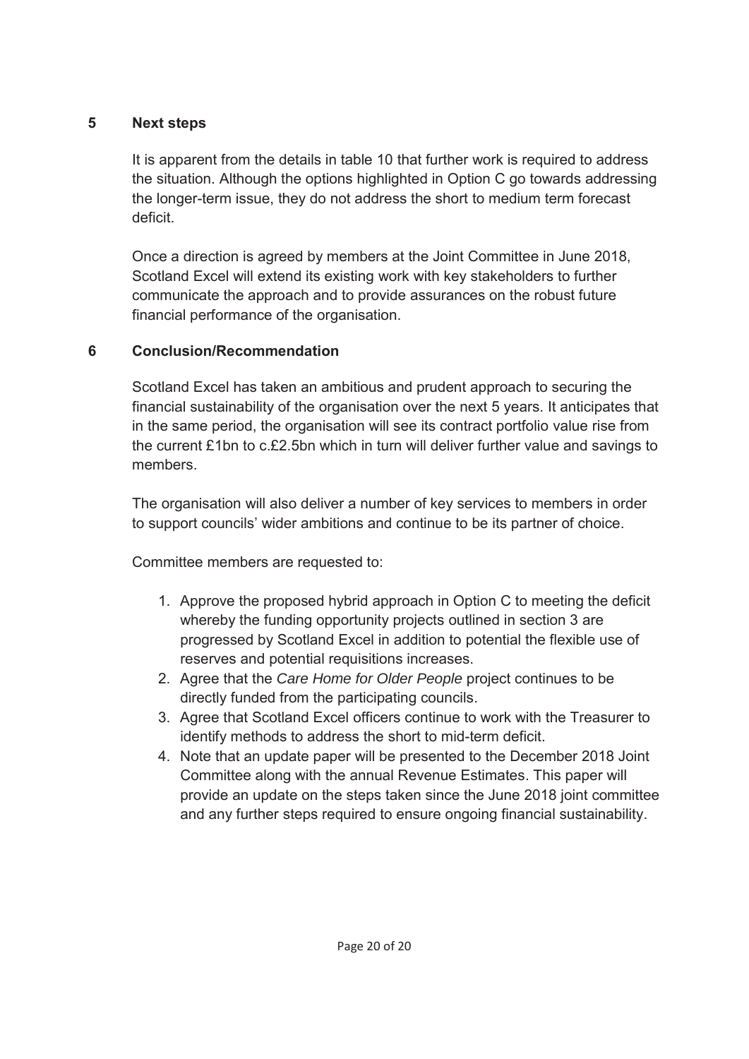## 5 Next steps

It is apparent from the details in table 10 that further work is required to address the situation. Although the options highlighted in Option C go towards addressing the longer-term issue, they do not address the short to medium term forecast deficit.

Once a direction is agreed by members at the Joint Committee in June 2018, Scotland Excel will extend its existing work with key stakeholders to further communicate the approach and to provide assurances on the robust future financial performance of the organisation.

## 6 Conclusion/Recommendation

Scotland Excel has taken an ambitious and prudent approach to securing the financial sustainability of the organisation over the next 5 years. It anticipates that in the same period, the organisation will see its contract portfolio value rise from the current £1bn to c.£2.5bn which in turn will deliver further value and savings to members.

The organisation will also deliver a number of key services to members in order to support councils' wider ambitions and continue to be its partner of choice.

Committee members are requested to:

1. Approve the proposed hybrid approach in Option C to meeting the deficit whereby the funding opportunity projects outlined in section 3 are progressed by Scotland Excel in addition to potential the flexible use of reserves and potential requisitions increases.
2. Agree that the *Care Home for Older People* project continues to be directly funded from the participating councils.
3. Agree that Scotland Excel officers continue to work with the Treasurer to identify methods to address the short to mid-term deficit.
4. Note that an update paper will be presented to the December 2018 Joint Committee along with the annual Revenue Estimates. This paper will provide an update on the steps taken since the June 2018 joint committee and any further steps required to ensure ongoing financial sustainability.